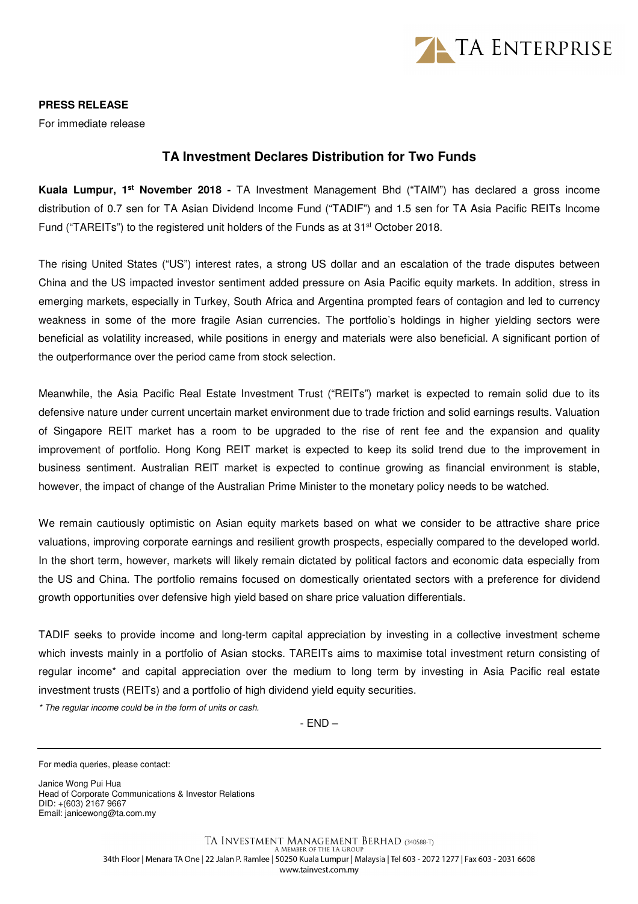**PRESS RELEASE**

For immediate release

## TA Investment Declares Distribution for Two Funds

**Kuala Lumpur, 1st November 2018 -** TA Investment Management Bhd ("TAIM") has declared a gross income distribution of 0.7 sen for TA Asian Dividend Income Fund ("TADIF") and 1.5 sen for TA Asia Pacific REITs Income Fund ("TAREITs") to the registered unit holders of the Funds as at 31st October 2018.

The rising United States ("US") interest rates, a strong US dollar and an escalation of the trade disputes between China and the US impacted investor sentiment added pressure on Asia Pacific equity markets. In addition, stress in emerging markets, especially in Turkey, South Africa and Argentina prompted fears of contagion and led to currency weakness in some of the more fragile Asian currencies. The portfolio's holdings in higher yielding sectors were beneficial as volatility increased, while positions in energy and materials were also beneficial. A significant portion of the outperformance over the period came from stock selection.

Meanwhile, the Asia Pacific Real Estate Investment Trust ("REITs") market is expected to remain solid due to its defensive nature under current uncertain market environment due to trade friction and solid earnings results. Valuation of Singapore REIT market has a room to be upgraded to the rise of rent fee and the expansion and quality improvement of portfolio. Hong Kong REIT market is expected to keep its solid trend due to the improvement in business sentiment. Australian REIT market is expected to continue growing as financial environment is stable, however, the impact of change of the Australian Prime Minister to the monetary policy needs to be watched.

We remain cautiously optimistic on Asian equity markets based on what we consider to be attractive share price valuations, improving corporate earnings and resilient growth prospects, especially compared to the developed world. In the short term, however, markets will likely remain dictated by political factors and economic data especially from the US and China. The portfolio remains focused on domestically orientated sectors with a preference for dividend growth opportunities over defensive high yield based on share price valuation differentials.

TADIF seeks to provide income and long-term capital appreciation by investing in a collective investment scheme which invests mainly in a portfolio of Asian stocks. TAREITs aims to maximise total investment return consisting of regular income* and capital appreciation over the medium to long term by investing in Asia Pacific real estate investment trusts (REITs) and a portfolio of high dividend yield equity securities.

*\* The regular income could be in the form of units or cash.*

\- END –

---

For media queries, please contact:

Janice Wong Pui Hua
Head of Corporate Communications & Investor Relations
DID: +(603) 2167 9667
Email: janicewong@ta.com.my

TA INVESTMENT MANAGEMENT BERHAD (340588-T)
A MEMBER OF THE TA GROUP
34th Floor | Menara TA One | 22 Jalan P. Ramlee | 50250 Kuala Lumpur | Malaysia | Tel 603 - 2072 1277 | Fax 603 - 2031 6608
www.tainvest.com.my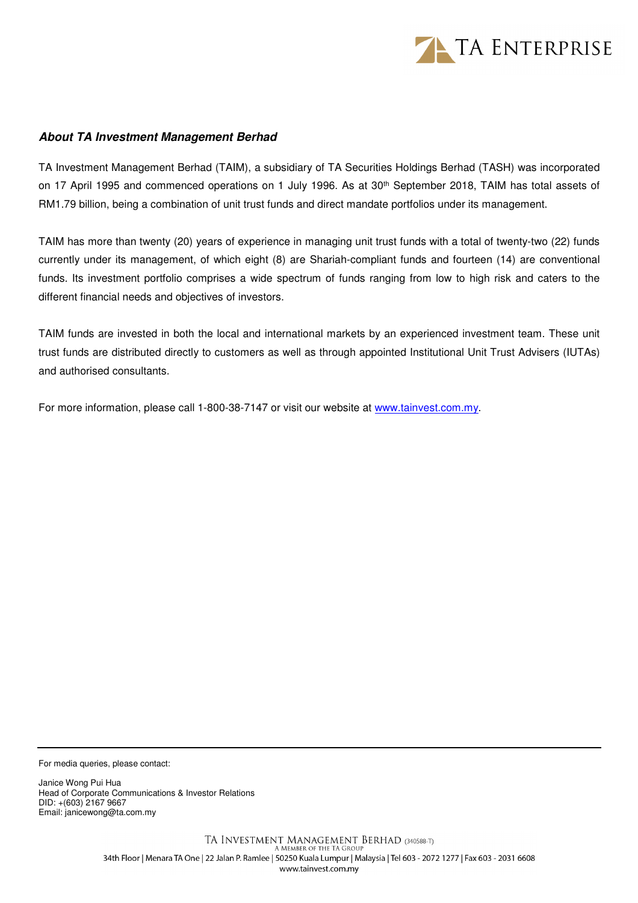### ***About TA Investment Management Berhad***

TA Investment Management Berhad (TAIM), a subsidiary of TA Securities Holdings Berhad (TASH) was incorporated on 17 April 1995 and commenced operations on 1 July 1996. As at 30th September 2018, TAIM has total assets of RM1.79 billion, being a combination of unit trust funds and direct mandate portfolios under its management.

TAIM has more than twenty (20) years of experience in managing unit trust funds with a total of twenty-two (22) funds currently under its management, of which eight (8) are Shariah-compliant funds and fourteen (14) are conventional funds. Its investment portfolio comprises a wide spectrum of funds ranging from low to high risk and caters to the different financial needs and objectives of investors.

TAIM funds are invested in both the local and international markets by an experienced investment team. These unit trust funds are distributed directly to customers as well as through appointed Institutional Unit Trust Advisers (IUTAs) and authorised consultants.

For more information, please call 1-800-38-7147 or visit our website at www.tainvest.com.my.

---

For media queries, please contact:

Janice Wong Pui Hua
Head of Corporate Communications & Investor Relations
DID: +(603) 2167 9667
Email: janicewong@ta.com.my

TA INVESTMENT MANAGEMENT BERHAD (340588-T)
A MEMBER OF THE TA GROUP
34th Floor | Menara TA One | 22 Jalan P. Ramlee | 50250 Kuala Lumpur | Malaysia | Tel 603 - 2072 1277 | Fax 603 - 2031 6608
www.tainvest.com.my